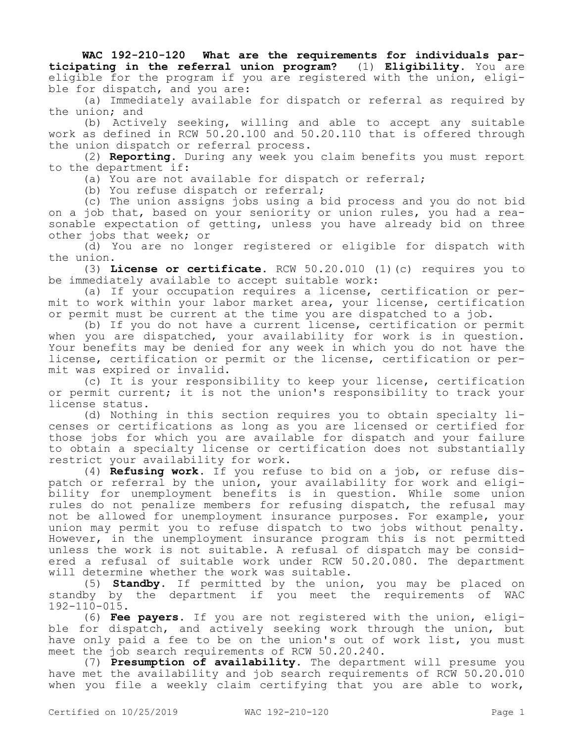**WAC 192-210-120 What are the requirements for individuals participating in the referral union program?** (1) **Eligibility.** You are eligible for the program if you are registered with the union, eligible for dispatch, and you are:

(a) Immediately available for dispatch or referral as required by the union; and

(b) Actively seeking, willing and able to accept any suitable work as defined in RCW 50.20.100 and 50.20.110 that is offered through the union dispatch or referral process.

(2) **Reporting.** During any week you claim benefits you must report to the department if:

(a) You are not available for dispatch or referral;

(b) You refuse dispatch or referral;

(c) The union assigns jobs using a bid process and you do not bid on a job that, based on your seniority or union rules, you had a reasonable expectation of getting, unless you have already bid on three other jobs that week; or

(d) You are no longer registered or eligible for dispatch with the union.

(3) **License or certificate.** RCW 50.20.010 (1)(c) requires you to be immediately available to accept suitable work:

(a) If your occupation requires a license, certification or permit to work within your labor market area, your license, certification or permit must be current at the time you are dispatched to a job.

(b) If you do not have a current license, certification or permit when you are dispatched, your availability for work is in question. Your benefits may be denied for any week in which you do not have the license, certification or permit or the license, certification or permit was expired or invalid.

(c) It is your responsibility to keep your license, certification or permit current; it is not the union's responsibility to track your license status.

(d) Nothing in this section requires you to obtain specialty licenses or certifications as long as you are licensed or certified for those jobs for which you are available for dispatch and your failure to obtain a specialty license or certification does not substantially restrict your availability for work.

(4) **Refusing work.** If you refuse to bid on a job, or refuse dispatch or referral by the union, your availability for work and eligibility for unemployment benefits is in question. While some union rules do not penalize members for refusing dispatch, the refusal may not be allowed for unemployment insurance purposes. For example, your union may permit you to refuse dispatch to two jobs without penalty. However, in the unemployment insurance program this is not permitted unless the work is not suitable. A refusal of dispatch may be considered a refusal of suitable work under RCW 50.20.080. The department will determine whether the work was suitable.

(5) **Standby.** If permitted by the union, you may be placed on standby by the department if you meet the requirements of WAC 192-110-015.

(6) **Fee payers.** If you are not registered with the union, eligible for dispatch, and actively seeking work through the union, but have only paid a fee to be on the union's out of work list, you must meet the job search requirements of RCW 50.20.240.

(7) **Presumption of availability.** The department will presume you have met the availability and job search requirements of RCW 50.20.010 when you file a weekly claim certifying that you are able to work,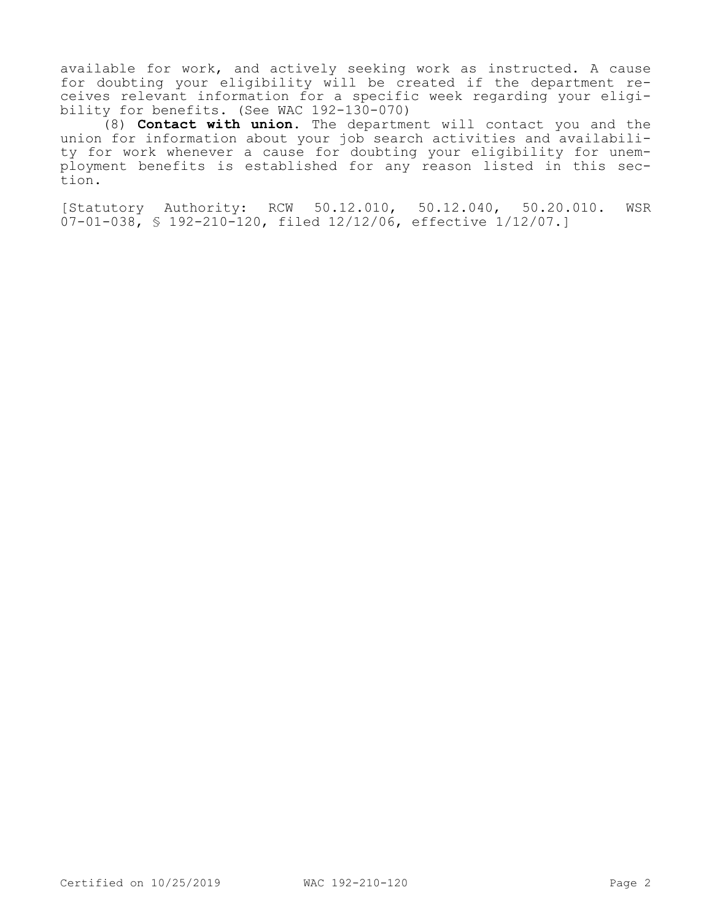available for work, and actively seeking work as instructed. A cause for doubting your eligibility will be created if the department receives relevant information for a specific week regarding your eligibility for benefits. (See WAC 192-130-070)

(8) **Contact with union.** The department will contact you and the union for information about your job search activities and availability for work whenever a cause for doubting your eligibility for unemployment benefits is established for any reason listed in this section.

[Statutory Authority: RCW 50.12.010, 50.12.040, 50.20.010. WSR 07-01-038, § 192-210-120, filed 12/12/06, effective 1/12/07.]